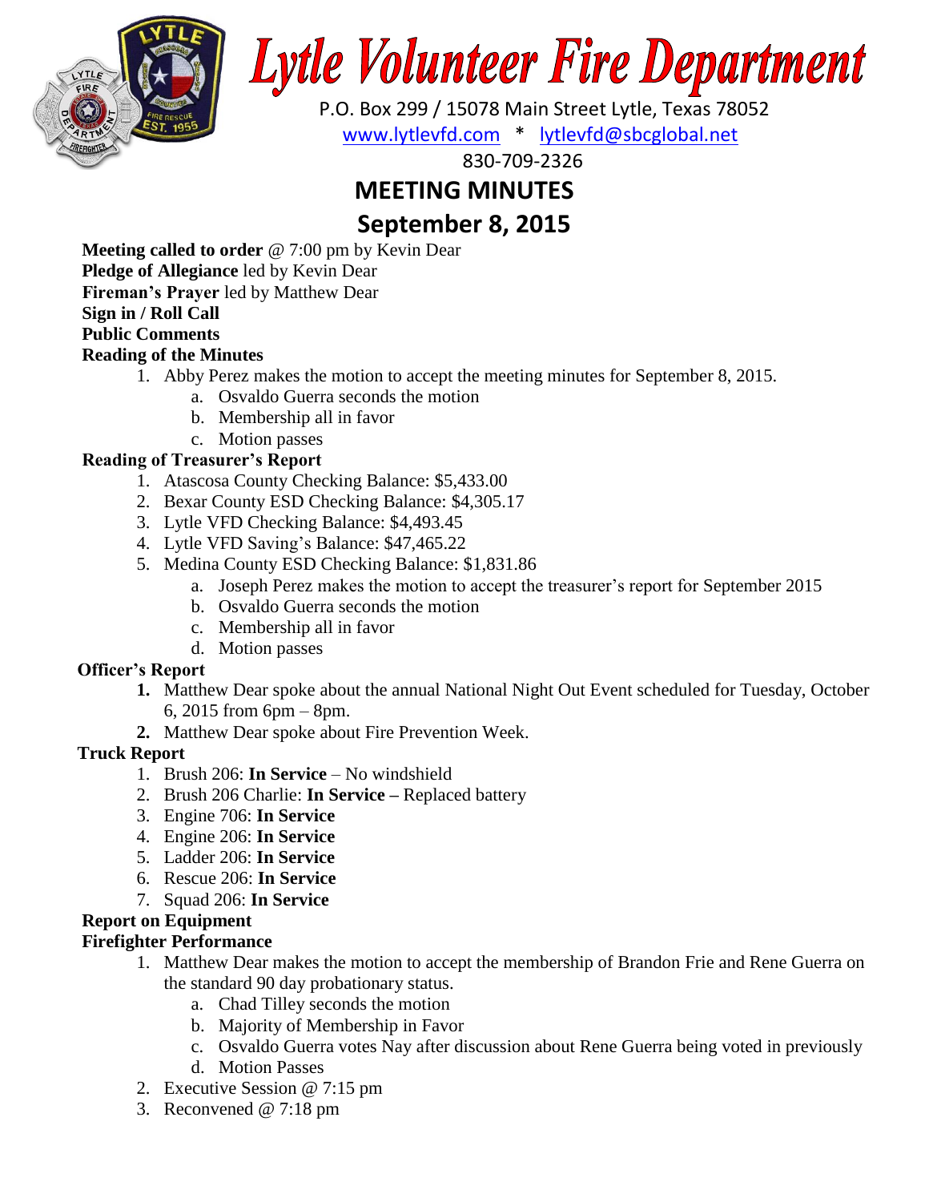# Lytle Volunteer Fire Department

P.O. Box 299 / 15078 Main Street Lytle, Texas 78052

www.lytlevfd.com * lytlevfd@sbcglobal.net

830-709-2326

## MEETING MINUTES

## September 8, 2015

**Meeting called to order** @ 7:00 pm by Kevin Dear

**Pledge of Allegiance** led by Kevin Dear

**Fireman's Prayer** led by Matthew Dear

**Sign in / Roll Call**

**Public Comments**

**Reading of the Minutes**

1. Abby Perez makes the motion to accept the meeting minutes for September 8, 2015.
   a. Osvaldo Guerra seconds the motion
   b. Membership all in favor
   c. Motion passes

**Reading of Treasurer's Report**

1. Atascosa County Checking Balance: $5,433.00
2. Bexar County ESD Checking Balance: $4,305.17
3. Lytle VFD Checking Balance: $4,493.45
4. Lytle VFD Saving's Balance: $47,465.22
5. Medina County ESD Checking Balance: $1,831.86
   a. Joseph Perez makes the motion to accept the treasurer's report for September 2015
   b. Osvaldo Guerra seconds the motion
   c. Membership all in favor
   d. Motion passes

**Officer's Report**

1. Matthew Dear spoke about the annual National Night Out Event scheduled for Tuesday, October 6, 2015 from 6pm – 8pm.
2. Matthew Dear spoke about Fire Prevention Week.

**Truck Report**

1. Brush 206: **In Service** – No windshield
2. Brush 206 Charlie: **In Service –** Replaced battery
3. Engine 706: **In Service**
4. Engine 206: **In Service**
5. Ladder 206: **In Service**
6. Rescue 206: **In Service**
7. Squad 206: **In Service**

**Report on Equipment**

**Firefighter Performance**

1. Matthew Dear makes the motion to accept the membership of Brandon Frie and Rene Guerra on the standard 90 day probationary status.
   a. Chad Tilley seconds the motion
   b. Majority of Membership in Favor
   c. Osvaldo Guerra votes Nay after discussion about Rene Guerra being voted in previously
   d. Motion Passes
2. Executive Session @ 7:15 pm
3. Reconvened @ 7:18 pm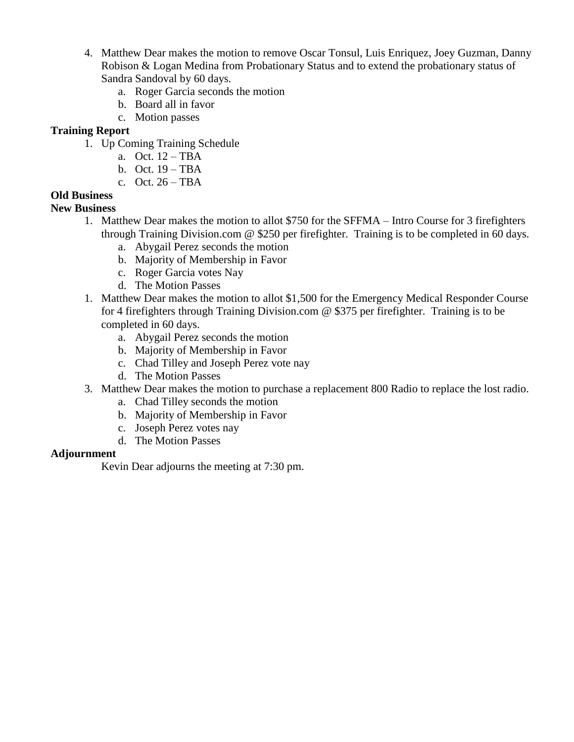4. Matthew Dear makes the motion to remove Oscar Tonsul, Luis Enriquez, Joey Guzman, Danny Robison & Logan Medina from Probationary Status and to extend the probationary status of Sandra Sandoval by 60 days.
    a. Roger Garcia seconds the motion
    b. Board all in favor
    c. Motion passes

**Training Report**

1. Up Coming Training Schedule
    a. Oct. 12 – TBA
    b. Oct. 19 – TBA
    c. Oct. 26 – TBA

**Old Business**

**New Business**

1. Matthew Dear makes the motion to allot $750 for the SFFMA – Intro Course for 3 firefighters through Training Division.com @ $250 per firefighter. Training is to be completed in 60 days.
    a. Abygail Perez seconds the motion
    b. Majority of Membership in Favor
    c. Roger Garcia votes Nay
    d. The Motion Passes
1. Matthew Dear makes the motion to allot $1,500 for the Emergency Medical Responder Course for 4 firefighters through Training Division.com @ $375 per firefighter. Training is to be completed in 60 days.
    a. Abygail Perez seconds the motion
    b. Majority of Membership in Favor
    c. Chad Tilley and Joseph Perez vote nay
    d. The Motion Passes
3. Matthew Dear makes the motion to purchase a replacement 800 Radio to replace the lost radio.
    a. Chad Tilley seconds the motion
    b. Majority of Membership in Favor
    c. Joseph Perez votes nay
    d. The Motion Passes

**Adjournment**

Kevin Dear adjourns the meeting at 7:30 pm.